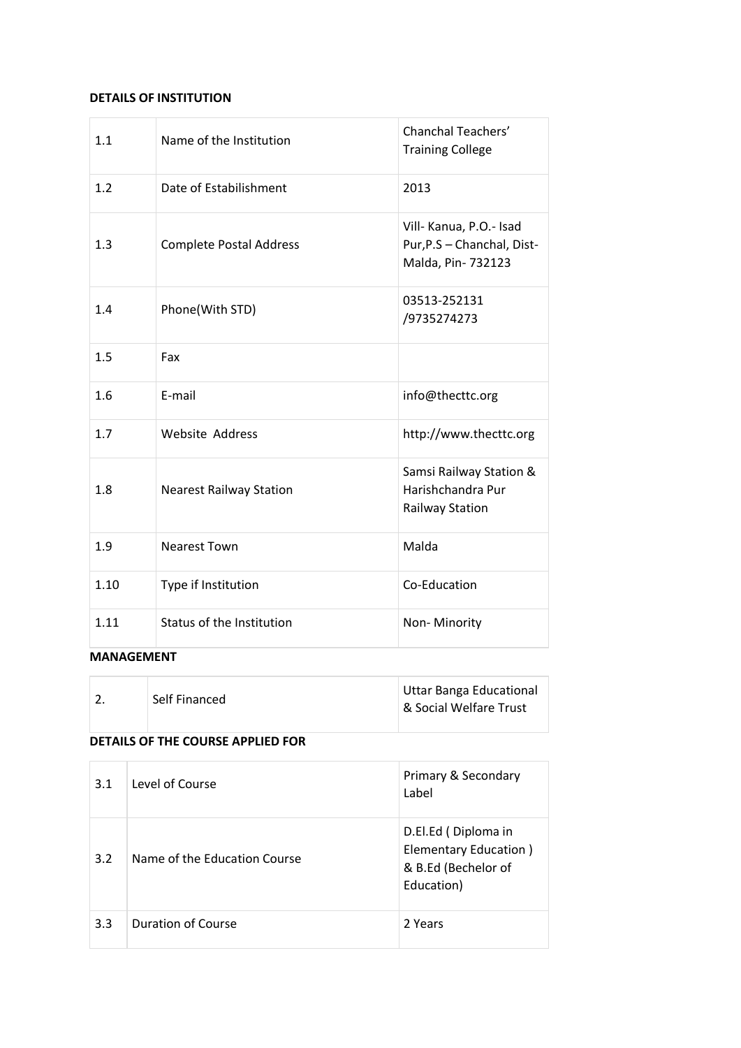**DETAILS OF INSTITUTION**

| | | |
|---|---|---|
| 1.1 | Name of the Institution | Chanchal Teachers' Training College |
| 1.2 | Date of Estabilishment | 2013 |
| 1.3 | Complete Postal Address | Vill- Kanua, P.O.- Isad Pur,P.S – Chanchal, Dist- Malda, Pin- 732123 |
| 1.4 | Phone(With STD) | 03513-252131 /9735274273 |
| 1.5 | Fax | |
| 1.6 | E-mail | info@thecttc.org |
| 1.7 | Website Address | http://www.thecttc.org |
| 1.8 | Nearest Railway Station | Samsi Railway Station & Harishchandra Pur Railway Station |
| 1.9 | Nearest Town | Malda |
| 1.10 | Type if Institution | Co-Education |
| 1.11 | Status of the Institution | Non- Minority |

**MANAGEMENT**

| | | |
|---|---|---|
| 2. | Self Financed | Uttar Banga Educational & Social Welfare Trust |

**DETAILS OF THE COURSE APPLIED FOR**

| | | |
|---|---|---|
| 3.1 | Level of Course | Primary & Secondary Label |
| 3.2 | Name of the Education Course | D.El.Ed ( Diploma in Elementary Education ) & B.Ed (Bechelor of Education) |
| 3.3 | Duration of Course | 2 Years |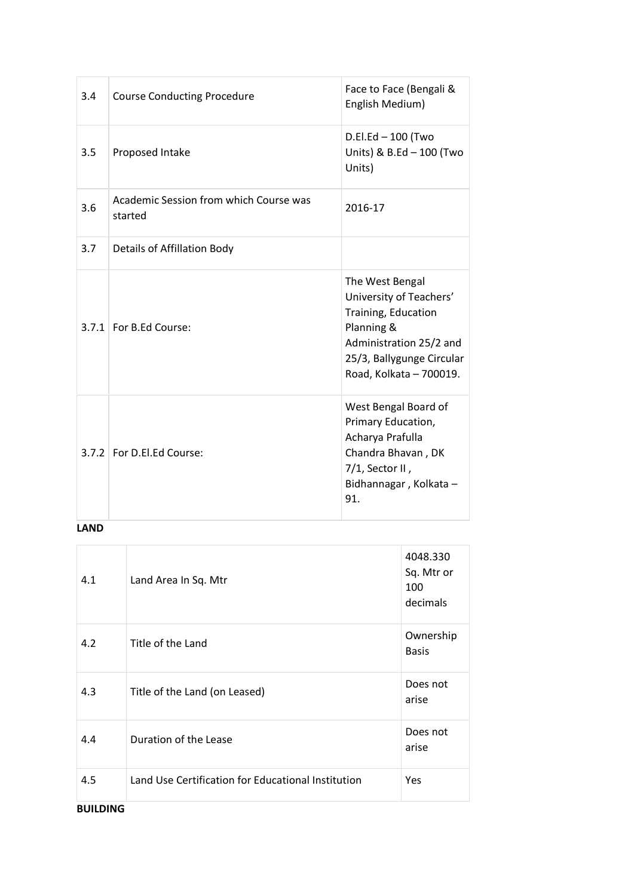| 3.4 | Course Conducting Procedure | Face to Face (Bengali & English Medium) |
|---|---|---|
| 3.5 | Proposed Intake | D.El.Ed – 100 (Two Units) & B.Ed – 100 (Two Units) |
| 3.6 | Academic Session from which Course was started | 2016-17 |
| 3.7 | Details of Affillation Body | |
| 3.7.1 | For B.Ed Course: | The West Bengal University of Teachers' Training, Education Planning & Administration 25/2 and 25/3, Ballygunge Circular Road, Kolkata – 700019. |
| 3.7.2 | For D.El.Ed Course: | West Bengal Board of Primary Education, Acharya Prafulla Chandra Bhavan , DK 7/1, Sector II , Bidhannagar , Kolkata – 91. |

**LAND**

| 4.1 | Land Area In Sq. Mtr | 4048.330 Sq. Mtr or 100 decimals |
|---|---|---|
| 4.2 | Title of the Land | Ownership Basis |
| 4.3 | Title of the Land (on Leased) | Does not arise |
| 4.4 | Duration of the Lease | Does not arise |
| 4.5 | Land Use Certification for Educational Institution | Yes |

**BUILDING**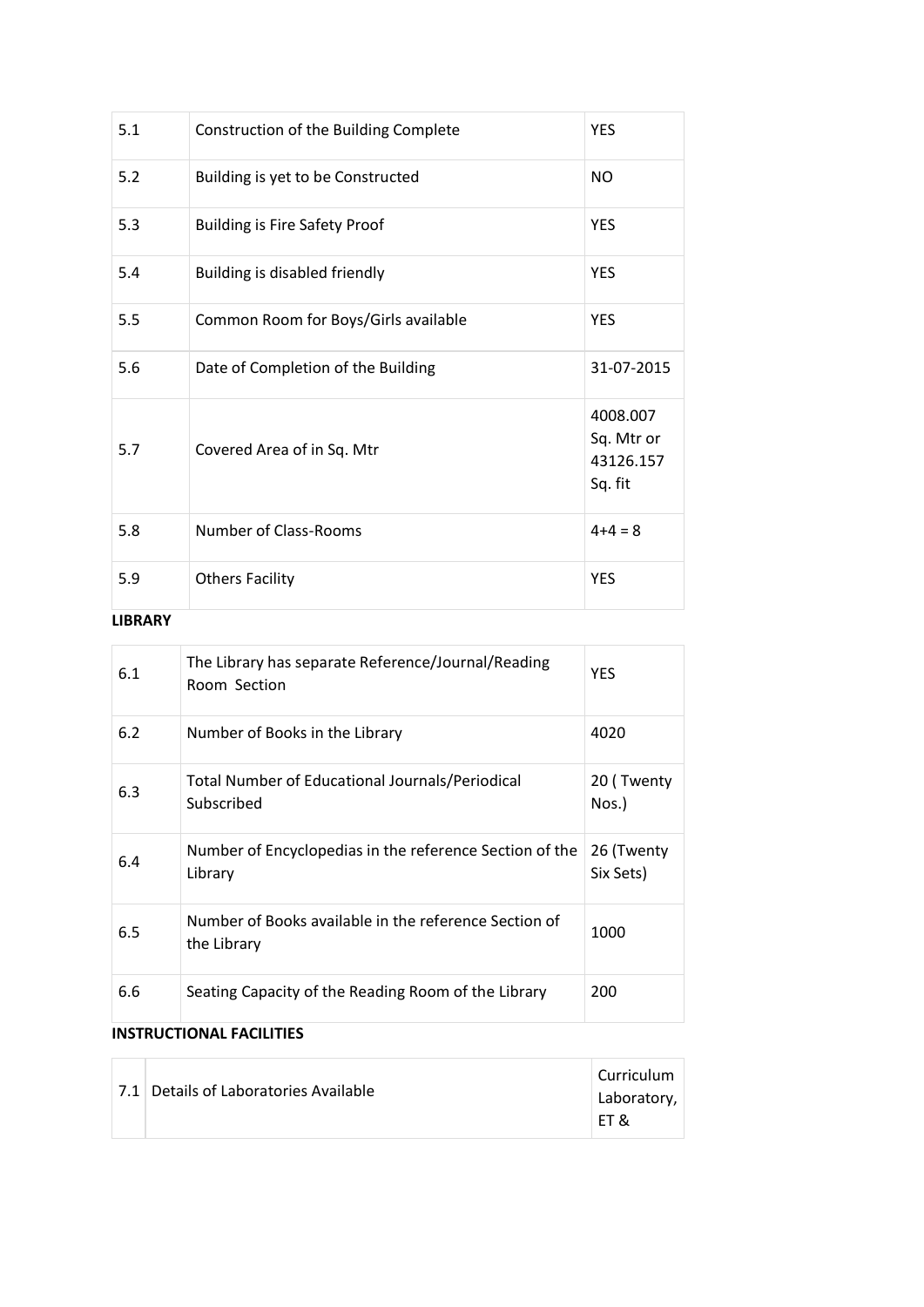| | | |
|---|---|---|
| 5.1 | Construction of the Building Complete | YES |
| 5.2 | Building is yet to be Constructed | NO |
| 5.3 | Building is Fire Safety Proof | YES |
| 5.4 | Building is disabled friendly | YES |
| 5.5 | Common Room for Boys/Girls available | YES |
| 5.6 | Date of Completion of the Building | 31-07-2015 |
| 5.7 | Covered Area of in Sq. Mtr | 4008.007 Sq. Mtr or 43126.157 Sq. fit |
| 5.8 | Number of Class-Rooms | 4+4 = 8 |
| 5.9 | Others Facility | YES |

**LIBRARY**

| | | |
|---|---|---|
| 6.1 | The Library has separate Reference/Journal/Reading Room Section | YES |
| 6.2 | Number of Books in the Library | 4020 |
| 6.3 | Total Number of Educational Journals/Periodical Subscribed | 20 ( Twenty Nos.) |
| 6.4 | Number of Encyclopedias in the reference Section of the Library | 26 (Twenty Six Sets) |
| 6.5 | Number of Books available in the reference Section of the Library | 1000 |
| 6.6 | Seating Capacity of the Reading Room of the Library | 200 |

**INSTRUCTIONAL FACILITIES**

| | | |
|---|---|---|
| 7.1 | Details of Laboratories Available | Curriculum Laboratory, ET & |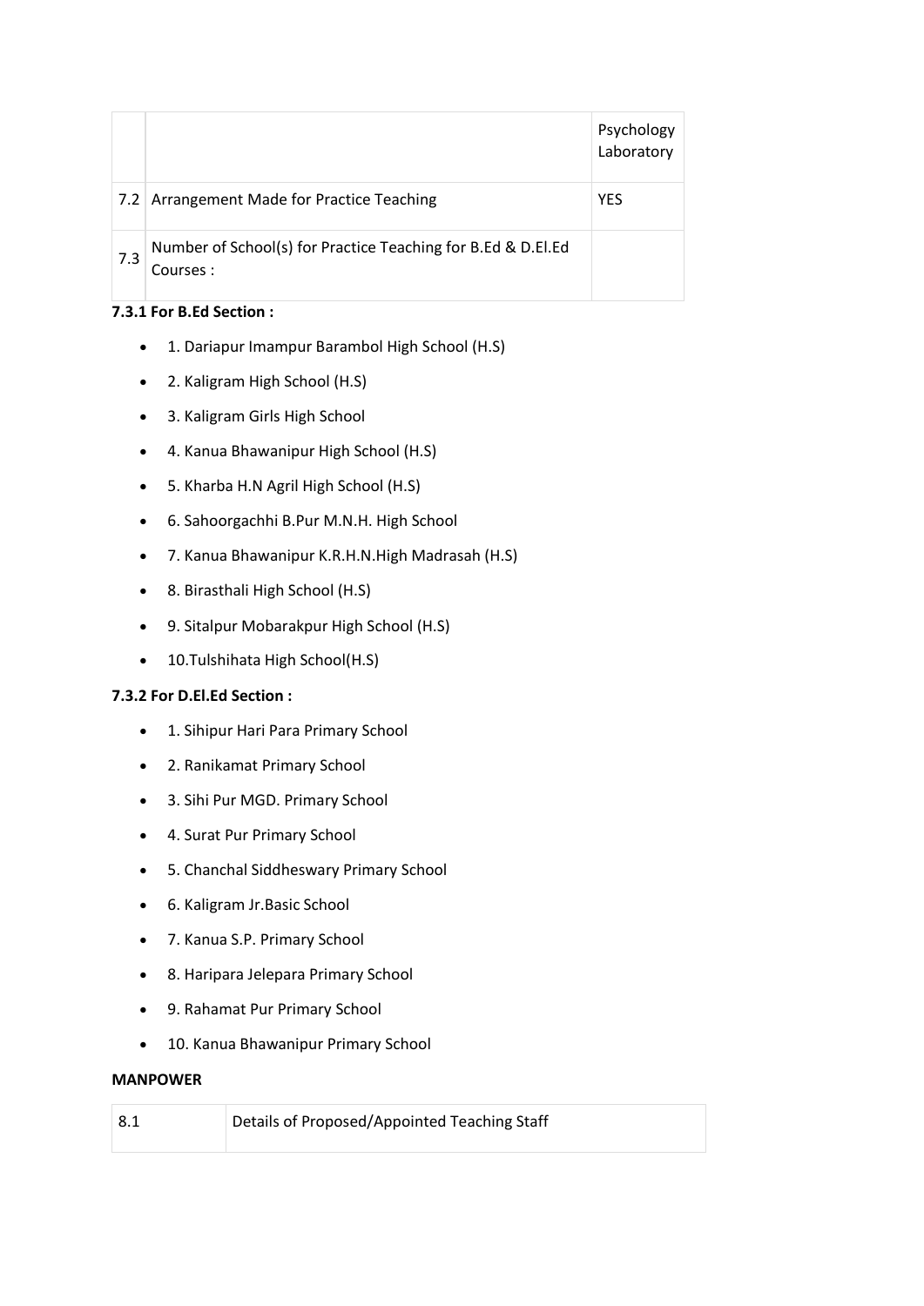| | | |
|---|---|---|
| | | Psychology Laboratory |
| 7.2 | Arrangement Made for Practice Teaching | YES |
| 7.3 | Number of School(s) for Practice Teaching for B.Ed & D.El.Ed Courses : | |

**7.3.1 For B.Ed Section :**

- 1. Dariapur Imampur Barambol High School (H.S)
- 2. Kaligram High School (H.S)
- 3. Kaligram Girls High School
- 4. Kanua Bhawanipur High School (H.S)
- 5. Kharba H.N Agril High School (H.S)
- 6. Sahoorgachhi B.Pur M.N.H. High School
- 7. Kanua Bhawanipur K.R.H.N.High Madrasah (H.S)
- 8. Birasthali High School (H.S)
- 9. Sitalpur Mobarakpur High School (H.S)
- 10.Tulshihata High School(H.S)

**7.3.2 For D.El.Ed Section :**

- 1. Sihipur Hari Para Primary School
- 2. Ranikamat Primary School
- 3. Sihi Pur MGD. Primary School
- 4. Surat Pur Primary School
- 5. Chanchal Siddheswary Primary School
- 6. Kaligram Jr.Basic School
- 7. Kanua S.P. Primary School
- 8. Haripara Jelepara Primary School
- 9. Rahamat Pur Primary School
- 10. Kanua Bhawanipur Primary School

**MANPOWER**

| | |
|---|---|
| 8.1 | Details of Proposed/Appointed Teaching Staff |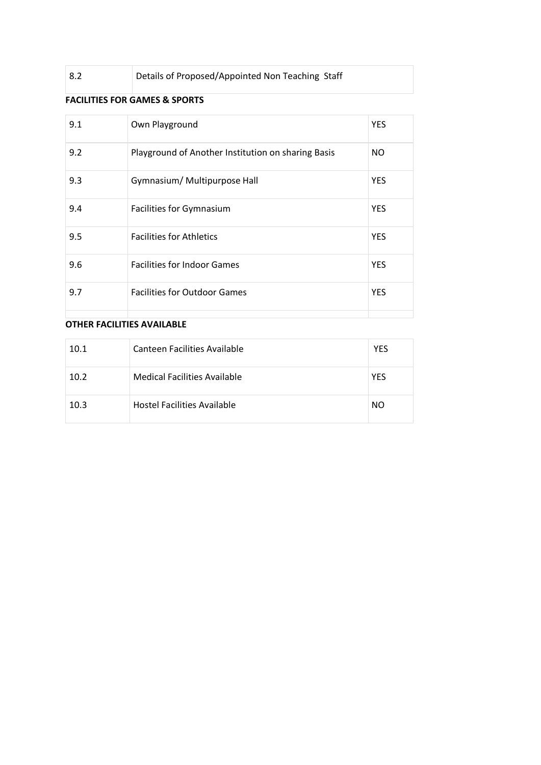| | |
|---|---|
| 8.2 | Details of Proposed/Appointed Non Teaching Staff |

**FACILITIES FOR GAMES & SPORTS**

| | | |
|---|---|---|
| 9.1 | Own Playground | YES |
| 9.2 | Playground of Another Institution on sharing Basis | NO |
| 9.3 | Gymnasium/ Multipurpose Hall | YES |
| 9.4 | Facilities for Gymnasium | YES |
| 9.5 | Facilities for Athletics | YES |
| 9.6 | Facilities for Indoor Games | YES |
| 9.7 | Facilities for Outdoor Games | YES |
| | | |

**OTHER FACILITIES AVAILABLE**

| | | |
|---|---|---|
| 10.1 | Canteen Facilities Available | YES |
| 10.2 | Medical Facilities Available | YES |
| 10.3 | Hostel Facilities Available | NO |